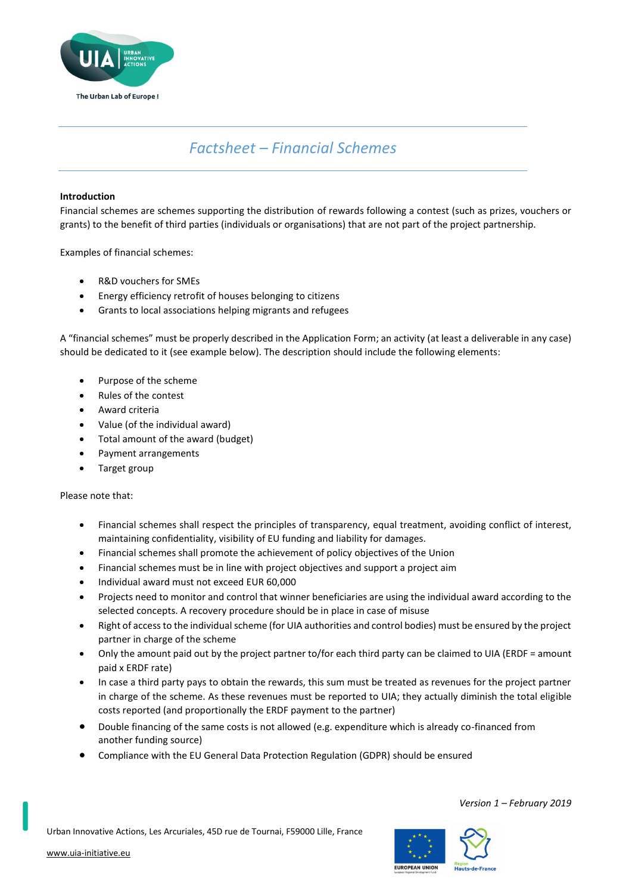# *Factsheet – Financial Schemes*

**Introduction**

Financial schemes are schemes supporting the distribution of rewards following a contest (such as prizes, vouchers or grants) to the benefit of third parties (individuals or organisations) that are not part of the project partnership.

Examples of financial schemes:

- R&D vouchers for SMEs
- Energy efficiency retrofit of houses belonging to citizens
- Grants to local associations helping migrants and refugees

A "financial schemes" must be properly described in the Application Form; an activity (at least a deliverable in any case) should be dedicated to it (see example below). The description should include the following elements:

- Purpose of the scheme
- Rules of the contest
- Award criteria
- Value (of the individual award)
- Total amount of the award (budget)
- Payment arrangements
- Target group

Please note that:

- Financial schemes shall respect the principles of transparency, equal treatment, avoiding conflict of interest, maintaining confidentiality, visibility of EU funding and liability for damages.
- Financial schemes shall promote the achievement of policy objectives of the Union
- Financial schemes must be in line with project objectives and support a project aim
- Individual award must not exceed EUR 60,000
- Projects need to monitor and control that winner beneficiaries are using the individual award according to the selected concepts. A recovery procedure should be in place in case of misuse
- Right of access to the individual scheme (for UIA authorities and control bodies) must be ensured by the project partner in charge of the scheme
- Only the amount paid out by the project partner to/for each third party can be claimed to UIA (ERDF = amount paid x ERDF rate)
- In case a third party pays to obtain the rewards, this sum must be treated as revenues for the project partner in charge of the scheme. As these revenues must be reported to UIA; they actually diminish the total eligible costs reported (and proportionally the ERDF payment to the partner)
- Double financing of the same costs is not allowed (e.g. expenditure which is already co-financed from another funding source)
- Compliance with the EU General Data Protection Regulation (GDPR) should be ensured

*Version 1 – February 2019*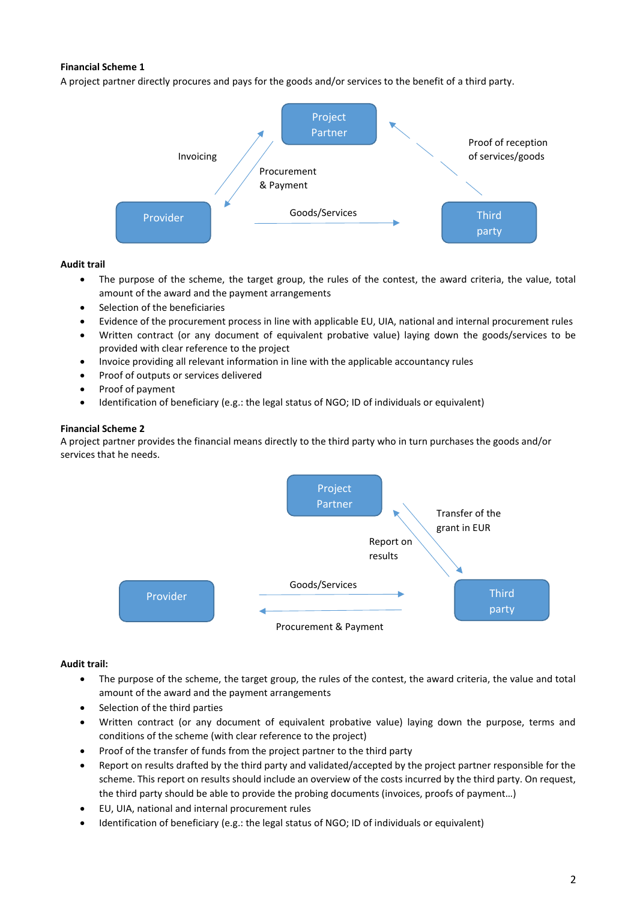**Financial Scheme 1**

A project partner directly procures and pays for the goods and/or services to the benefit of a third party.

Project Partner

Invoicing

Procurement & Payment

Proof of reception of services/goods

Provider

Goods/Services

Third party

**Audit trail**

- The purpose of the scheme, the target group, the rules of the contest, the award criteria, the value, total amount of the award and the payment arrangements
- Selection of the beneficiaries
- Evidence of the procurement process in line with applicable EU, UIA, national and internal procurement rules
- Written contract (or any document of equivalent probative value) laying down the goods/services to be provided with clear reference to the project
- Invoice providing all relevant information in line with the applicable accountancy rules
- Proof of outputs or services delivered
- Proof of payment
- Identification of beneficiary (e.g.: the legal status of NGO; ID of individuals or equivalent)

**Financial Scheme 2**

A project partner provides the financial means directly to the third party who in turn purchases the goods and/or services that he needs.

Project Partner

Transfer of the grant in EUR

Report on results

Provider

Goods/Services

Procurement & Payment

Third party

**Audit trail:**

- The purpose of the scheme, the target group, the rules of the contest, the award criteria, the value and total amount of the award and the payment arrangements
- Selection of the third parties
- Written contract (or any document of equivalent probative value) laying down the purpose, terms and conditions of the scheme (with clear reference to the project)
- Proof of the transfer of funds from the project partner to the third party
- Report on results drafted by the third party and validated/accepted by the project partner responsible for the scheme. This report on results should include an overview of the costs incurred by the third party. On request, the third party should be able to provide the probing documents (invoices, proofs of payment…)
- EU, UIA, national and internal procurement rules
- Identification of beneficiary (e.g.: the legal status of NGO; ID of individuals or equivalent)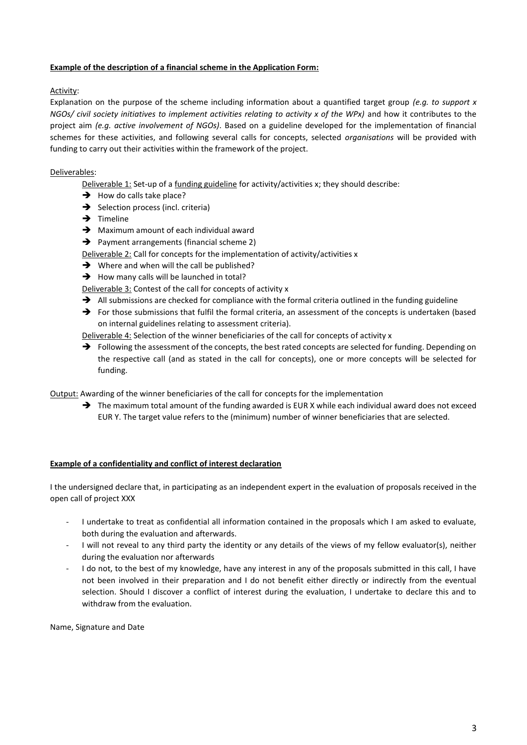**<u>Example of the description of a financial scheme in the Application Form:</u>**

<u>Activity</u>:

Explanation on the purpose of the scheme including information about a quantified target group *(e.g. to support x NGOs/ civil society initiatives to implement activities relating to activity x of the WPx)* and how it contributes to the project aim *(e.g. active involvement of NGOs)*. Based on a guideline developed for the implementation of financial schemes for these activities, and following several calls for concepts, selected *organisations* will be provided with funding to carry out their activities within the framework of the project.

<u>Deliverables</u>:

<u>Deliverable 1:</u> Set-up of a <u>funding guideline</u> for activity/activities x; they should describe:

- ➔ How do calls take place?
- ➔ Selection process (incl. criteria)
- ➔ Timeline
- ➔ Maximum amount of each individual award
- ➔ Payment arrangements (financial scheme 2)

<u>Deliverable 2:</u> Call for concepts for the implementation of activity/activities x

- ➔ Where and when will the call be published?
- ➔ How many calls will be launched in total?

<u>Deliverable 3:</u> Contest of the call for concepts of activity x

- ➔ All submissions are checked for compliance with the formal criteria outlined in the funding guideline
- ➔ For those submissions that fulfil the formal criteria, an assessment of the concepts is undertaken (based on internal guidelines relating to assessment criteria).

<u>Deliverable 4:</u> Selection of the winner beneficiaries of the call for concepts of activity x

- ➔ Following the assessment of the concepts, the best rated concepts are selected for funding. Depending on the respective call (and as stated in the call for concepts), one or more concepts will be selected for funding.

<u>Output:</u> Awarding of the winner beneficiaries of the call for concepts for the implementation

- ➔ The maximum total amount of the funding awarded is EUR X while each individual award does not exceed EUR Y. The target value refers to the (minimum) number of winner beneficiaries that are selected.

**<u>Example of a confidentiality and conflict of interest declaration</u>**

I the undersigned declare that, in participating as an independent expert in the evaluation of proposals received in the open call of project XXX

- I undertake to treat as confidential all information contained in the proposals which I am asked to evaluate, both during the evaluation and afterwards.
- I will not reveal to any third party the identity or any details of the views of my fellow evaluator(s), neither during the evaluation nor afterwards
- I do not, to the best of my knowledge, have any interest in any of the proposals submitted in this call, I have not been involved in their preparation and I do not benefit either directly or indirectly from the eventual selection. Should I discover a conflict of interest during the evaluation, I undertake to declare this and to withdraw from the evaluation.

Name, Signature and Date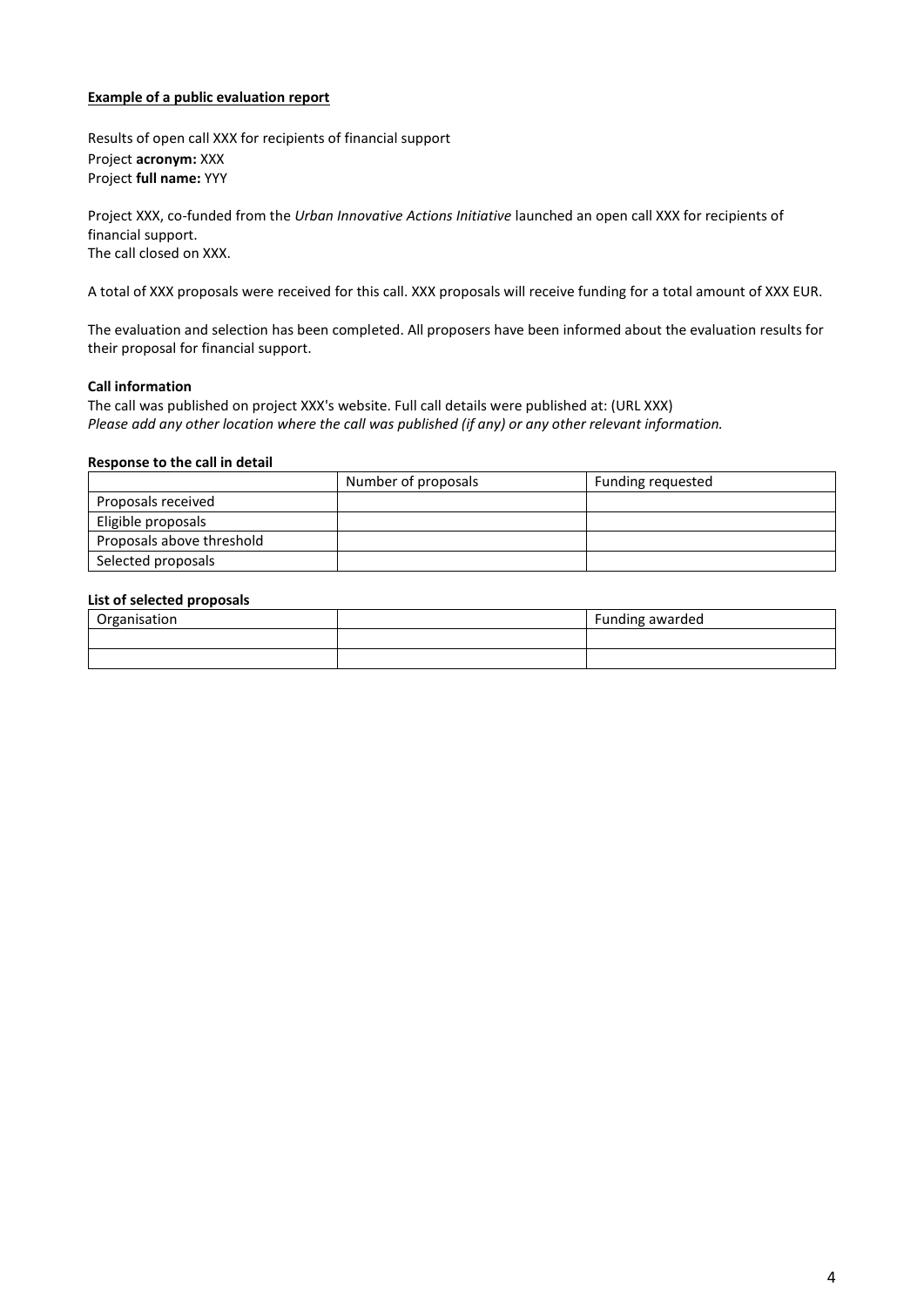**Example of a public evaluation report**

Results of open call XXX for recipients of financial support
Project **acronym:** XXX
Project **full name:** YYY

Project XXX, co-funded from the *Urban Innovative Actions Initiative* launched an open call XXX for recipients of financial support.
The call closed on XXX.

A total of XXX proposals were received for this call. XXX proposals will receive funding for a total amount of XXX EUR.

The evaluation and selection has been completed. All proposers have been informed about the evaluation results for their proposal for financial support.

**Call information**

The call was published on project XXX's website. Full call details were published at: (URL XXX)
*Please add any other location where the call was published (if any) or any other relevant information.*

**Response to the call in detail**

| | Number of proposals | Funding requested |
|---|---|---|
| Proposals received | | |
| Eligible proposals | | |
| Proposals above threshold | | |
| Selected proposals | | |

**List of selected proposals**

| Organisation | | Funding awarded |
|---|---|---|
| | | |
| | | |